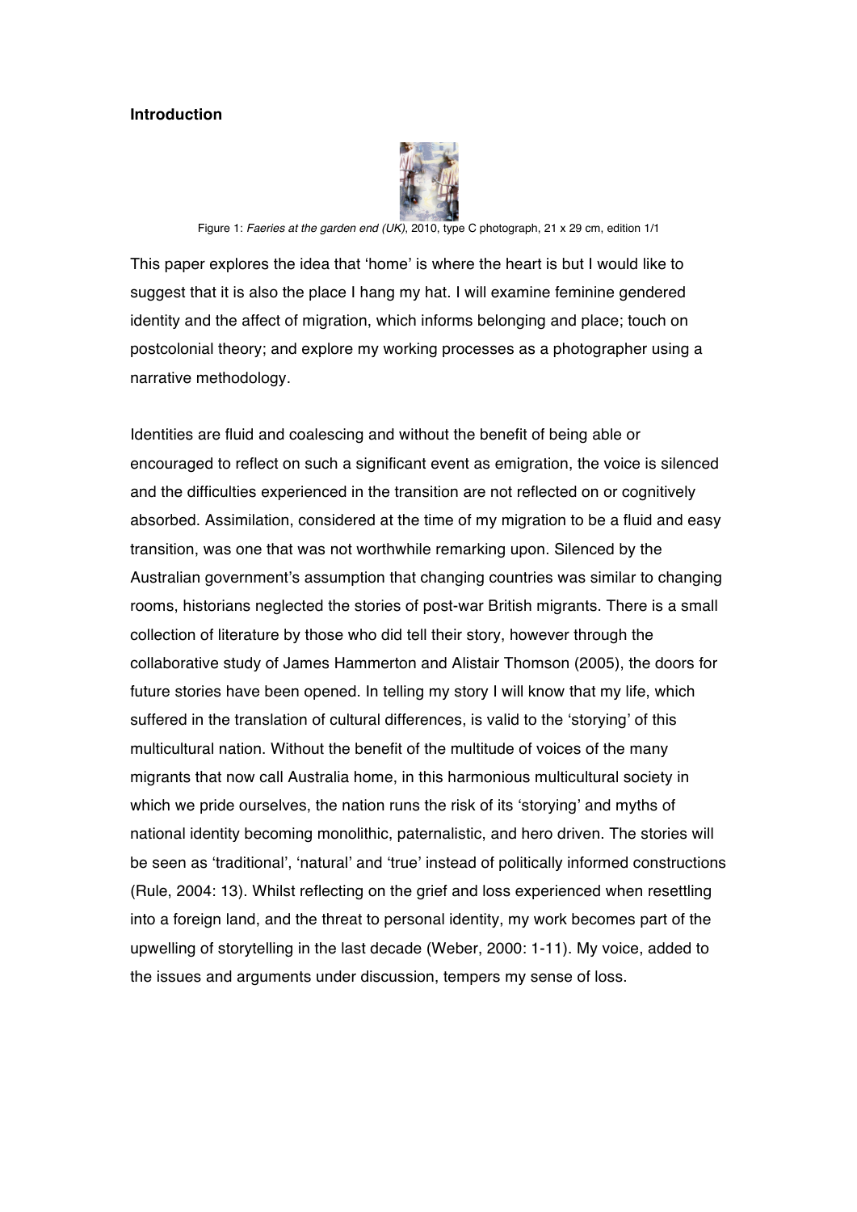**Introduction**

Figure 1: *Faeries at the garden end (UK)*, 2010, type C photograph, 21 x 29 cm, edition 1/1

This paper explores the idea that 'home' is where the heart is but I would like to suggest that it is also the place I hang my hat. I will examine feminine gendered identity and the affect of migration, which informs belonging and place; touch on postcolonial theory; and explore my working processes as a photographer using a narrative methodology.

Identities are fluid and coalescing and without the benefit of being able or encouraged to reflect on such a significant event as emigration, the voice is silenced and the difficulties experienced in the transition are not reflected on or cognitively absorbed. Assimilation, considered at the time of my migration to be a fluid and easy transition, was one that was not worthwhile remarking upon. Silenced by the Australian government's assumption that changing countries was similar to changing rooms, historians neglected the stories of post-war British migrants. There is a small collection of literature by those who did tell their story, however through the collaborative study of James Hammerton and Alistair Thomson (2005), the doors for future stories have been opened. In telling my story I will know that my life, which suffered in the translation of cultural differences, is valid to the 'storying' of this multicultural nation. Without the benefit of the multitude of voices of the many migrants that now call Australia home, in this harmonious multicultural society in which we pride ourselves, the nation runs the risk of its 'storying' and myths of national identity becoming monolithic, paternalistic, and hero driven. The stories will be seen as 'traditional', 'natural' and 'true' instead of politically informed constructions (Rule, 2004: 13). Whilst reflecting on the grief and loss experienced when resettling into a foreign land, and the threat to personal identity, my work becomes part of the upwelling of storytelling in the last decade (Weber, 2000: 1-11). My voice, added to the issues and arguments under discussion, tempers my sense of loss.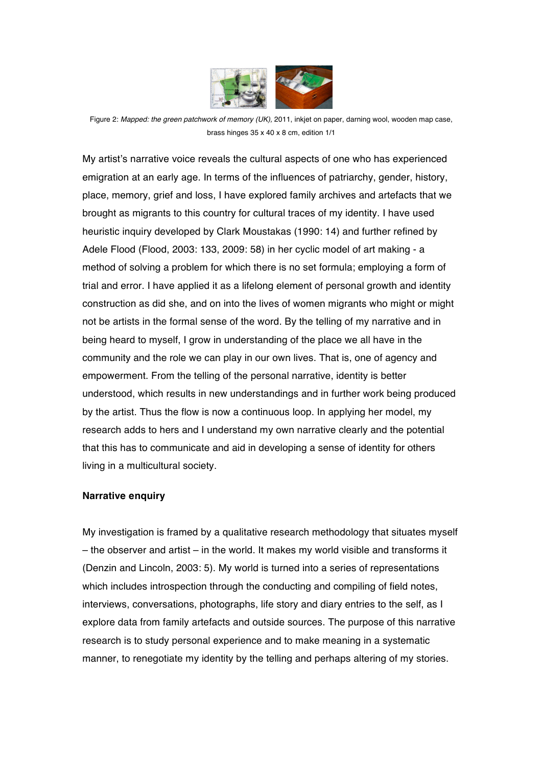Figure 2: *Mapped: the green patchwork of memory (UK),* 2011, inkjet on paper, darning wool, wooden map case, brass hinges 35 x 40 x 8 cm, edition 1/1

My artist's narrative voice reveals the cultural aspects of one who has experienced emigration at an early age. In terms of the influences of patriarchy, gender, history, place, memory, grief and loss, I have explored family archives and artefacts that we brought as migrants to this country for cultural traces of my identity. I have used heuristic inquiry developed by Clark Moustakas (1990: 14) and further refined by Adele Flood (Flood, 2003: 133, 2009: 58) in her cyclic model of art making - a method of solving a problem for which there is no set formula; employing a form of trial and error. I have applied it as a lifelong element of personal growth and identity construction as did she, and on into the lives of women migrants who might or might not be artists in the formal sense of the word. By the telling of my narrative and in being heard to myself, I grow in understanding of the place we all have in the community and the role we can play in our own lives. That is, one of agency and empowerment. From the telling of the personal narrative, identity is better understood, which results in new understandings and in further work being produced by the artist. Thus the flow is now a continuous loop. In applying her model, my research adds to hers and I understand my own narrative clearly and the potential that this has to communicate and aid in developing a sense of identity for others living in a multicultural society.

**Narrative enquiry**

My investigation is framed by a qualitative research methodology that situates myself – the observer and artist – in the world. It makes my world visible and transforms it (Denzin and Lincoln, 2003: 5). My world is turned into a series of representations which includes introspection through the conducting and compiling of field notes, interviews, conversations, photographs, life story and diary entries to the self, as I explore data from family artefacts and outside sources. The purpose of this narrative research is to study personal experience and to make meaning in a systematic manner, to renegotiate my identity by the telling and perhaps altering of my stories.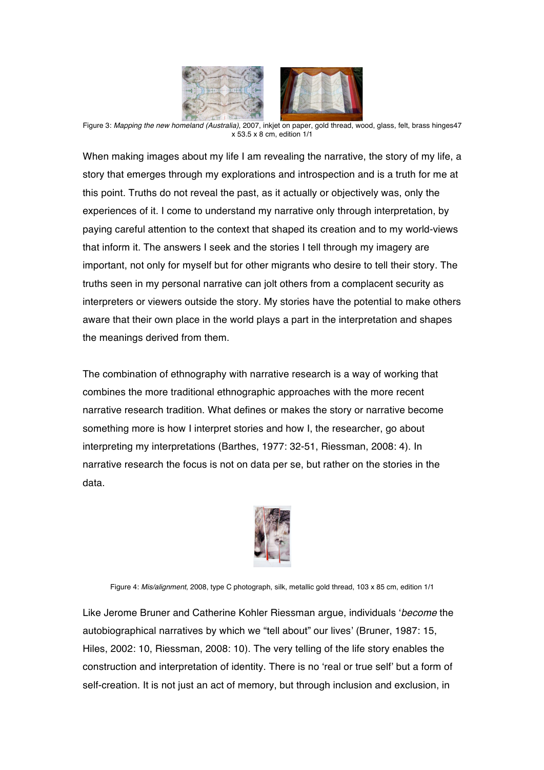Figure 3: *Mapping the new homeland (Australia)*, 2007, inkjet on paper, gold thread, wood, glass, felt, brass hinges47 x 53.5 x 8 cm, edition 1/1

When making images about my life I am revealing the narrative, the story of my life, a story that emerges through my explorations and introspection and is a truth for me at this point. Truths do not reveal the past, as it actually or objectively was, only the experiences of it. I come to understand my narrative only through interpretation, by paying careful attention to the context that shaped its creation and to my world-views that inform it. The answers I seek and the stories I tell through my imagery are important, not only for myself but for other migrants who desire to tell their story. The truths seen in my personal narrative can jolt others from a complacent security as interpreters or viewers outside the story. My stories have the potential to make others aware that their own place in the world plays a part in the interpretation and shapes the meanings derived from them.

The combination of ethnography with narrative research is a way of working that combines the more traditional ethnographic approaches with the more recent narrative research tradition. What defines or makes the story or narrative become something more is how I interpret stories and how I, the researcher, go about interpreting my interpretations (Barthes, 1977: 32-51, Riessman, 2008: 4). In narrative research the focus is not on data per se, but rather on the stories in the data.

Figure 4: *Mis/alignment*, 2008, type C photograph, silk, metallic gold thread, 103 x 85 cm, edition 1/1

Like Jerome Bruner and Catherine Kohler Riessman argue, individuals '*become* the autobiographical narratives by which we "tell about" our lives' (Bruner, 1987: 15, Hiles, 2002: 10, Riessman, 2008: 10). The very telling of the life story enables the construction and interpretation of identity. There is no 'real or true self' but a form of self-creation. It is not just an act of memory, but through inclusion and exclusion, in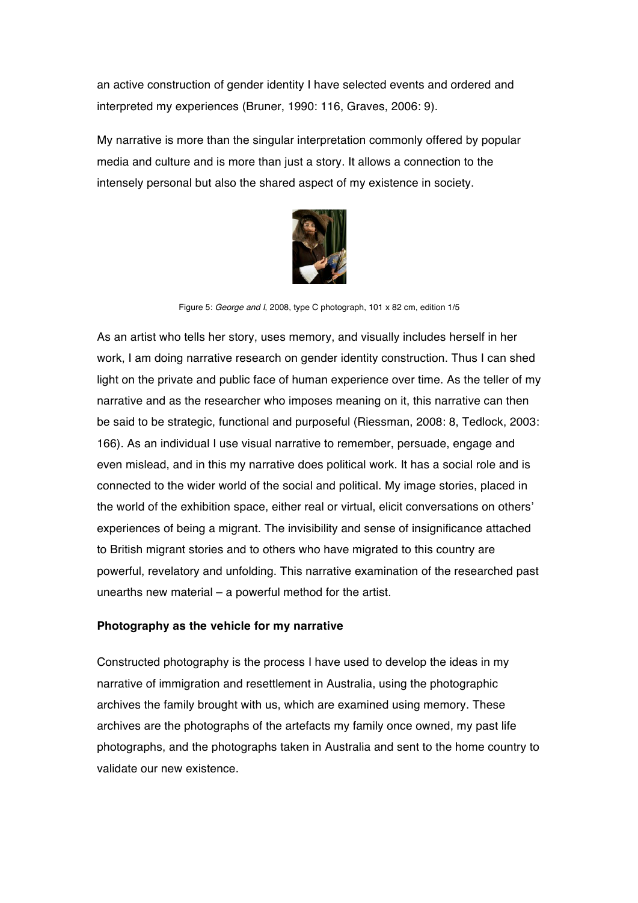an active construction of gender identity I have selected events and ordered and interpreted my experiences (Bruner, 1990: 116, Graves, 2006: 9).

My narrative is more than the singular interpretation commonly offered by popular media and culture and is more than just a story. It allows a connection to the intensely personal but also the shared aspect of my existence in society.

Figure 5: *George and I*, 2008, type C photograph, 101 x 82 cm, edition 1/5

As an artist who tells her story, uses memory, and visually includes herself in her work, I am doing narrative research on gender identity construction. Thus I can shed light on the private and public face of human experience over time. As the teller of my narrative and as the researcher who imposes meaning on it, this narrative can then be said to be strategic, functional and purposeful (Riessman, 2008: 8, Tedlock, 2003: 166). As an individual I use visual narrative to remember, persuade, engage and even mislead, and in this my narrative does political work. It has a social role and is connected to the wider world of the social and political. My image stories, placed in the world of the exhibition space, either real or virtual, elicit conversations on others' experiences of being a migrant. The invisibility and sense of insignificance attached to British migrant stories and to others who have migrated to this country are powerful, revelatory and unfolding. This narrative examination of the researched past unearths new material – a powerful method for the artist.

**Photography as the vehicle for my narrative**

Constructed photography is the process I have used to develop the ideas in my narrative of immigration and resettlement in Australia, using the photographic archives the family brought with us, which are examined using memory. These archives are the photographs of the artefacts my family once owned, my past life photographs, and the photographs taken in Australia and sent to the home country to validate our new existence.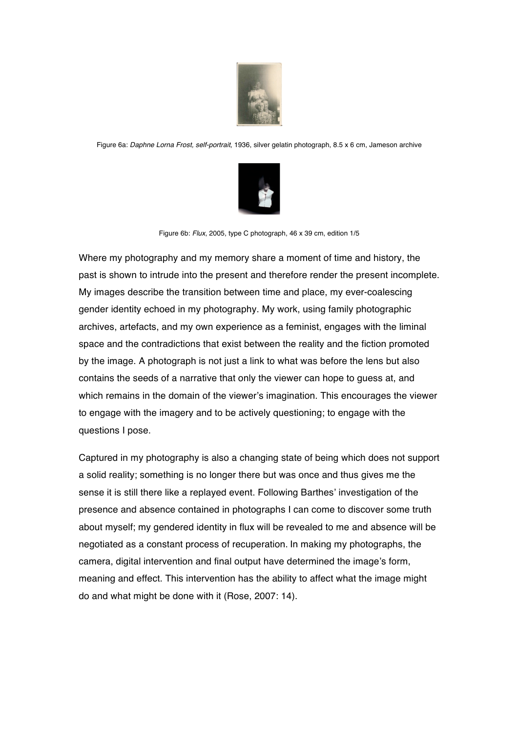Figure 6a: *Daphne Lorna Frost, self-portrait*, 1936, silver gelatin photograph, 8.5 x 6 cm, Jameson archive

Figure 6b: *Flux*, 2005, type C photograph, 46 x 39 cm, edition 1/5

Where my photography and my memory share a moment of time and history, the past is shown to intrude into the present and therefore render the present incomplete. My images describe the transition between time and place, my ever-coalescing gender identity echoed in my photography. My work, using family photographic archives, artefacts, and my own experience as a feminist, engages with the liminal space and the contradictions that exist between the reality and the fiction promoted by the image. A photograph is not just a link to what was before the lens but also contains the seeds of a narrative that only the viewer can hope to guess at, and which remains in the domain of the viewer's imagination. This encourages the viewer to engage with the imagery and to be actively questioning; to engage with the questions I pose.

Captured in my photography is also a changing state of being which does not support a solid reality; something is no longer there but was once and thus gives me the sense it is still there like a replayed event. Following Barthes' investigation of the presence and absence contained in photographs I can come to discover some truth about myself; my gendered identity in flux will be revealed to me and absence will be negotiated as a constant process of recuperation. In making my photographs, the camera, digital intervention and final output have determined the image's form, meaning and effect. This intervention has the ability to affect what the image might do and what might be done with it (Rose, 2007: 14).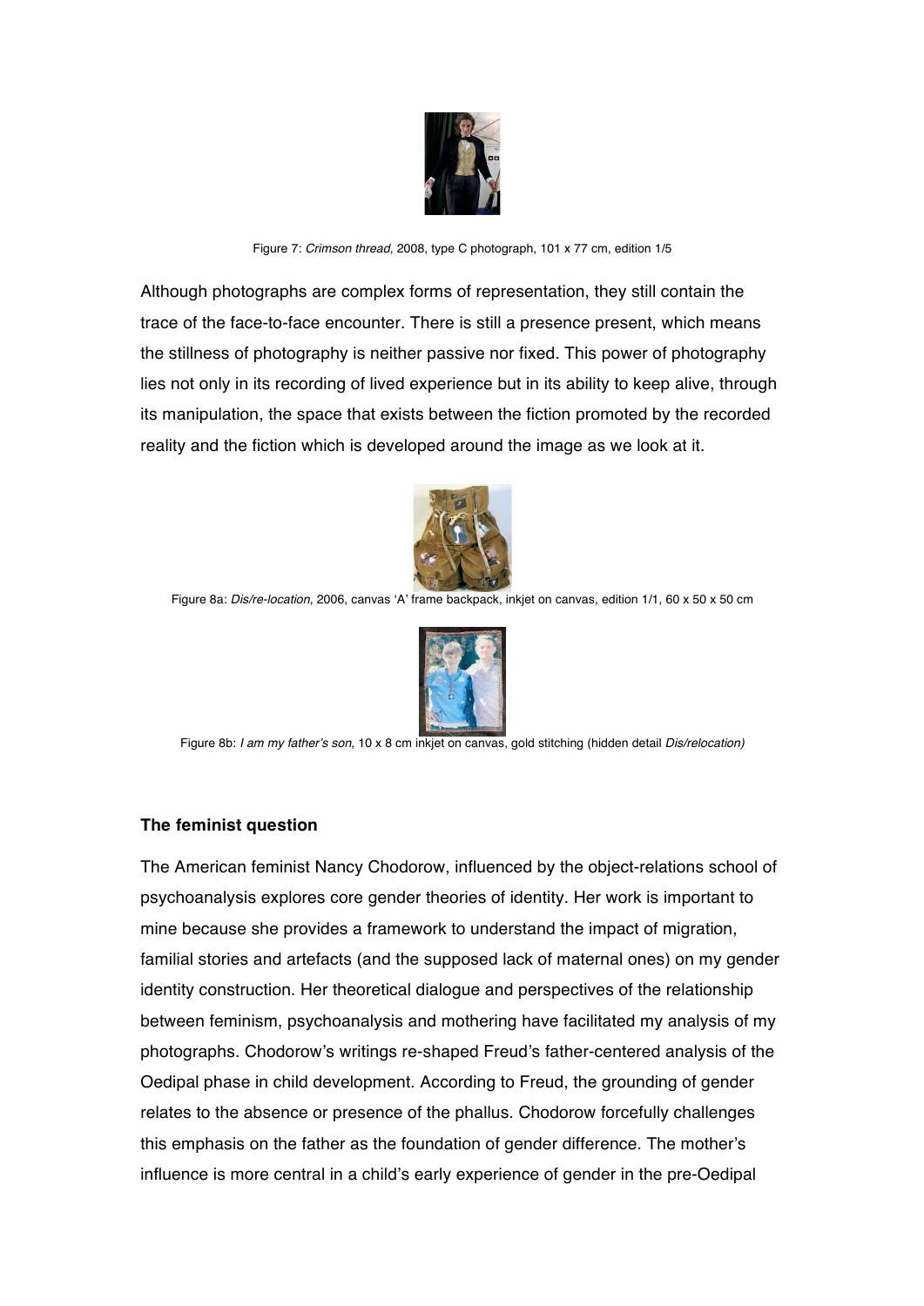Figure 7: *Crimson thread*, 2008, type C photograph, 101 x 77 cm, edition 1/5

Although photographs are complex forms of representation, they still contain the trace of the face-to-face encounter. There is still a presence present, which means the stillness of photography is neither passive nor fixed. This power of photography lies not only in its recording of lived experience but in its ability to keep alive, through its manipulation, the space that exists between the fiction promoted by the recorded reality and the fiction which is developed around the image as we look at it.

Figure 8a: *Dis/re-location*, 2006, canvas 'A' frame backpack, inkjet on canvas, edition 1/1, 60 x 50 x 50 cm

Figure 8b: *I am my father's son,* 10 x 8 cm inkjet on canvas, gold stitching (hidden detail *Dis/relocation)*

**The feminist question**

The American feminist Nancy Chodorow, influenced by the object-relations school of psychoanalysis explores core gender theories of identity. Her work is important to mine because she provides a framework to understand the impact of migration, familial stories and artefacts (and the supposed lack of maternal ones) on my gender identity construction. Her theoretical dialogue and perspectives of the relationship between feminism, psychoanalysis and mothering have facilitated my analysis of my photographs. Chodorow's writings re-shaped Freud's father-centered analysis of the Oedipal phase in child development. According to Freud, the grounding of gender relates to the absence or presence of the phallus. Chodorow forcefully challenges this emphasis on the father as the foundation of gender difference. The mother's influence is more central in a child's early experience of gender in the pre-Oedipal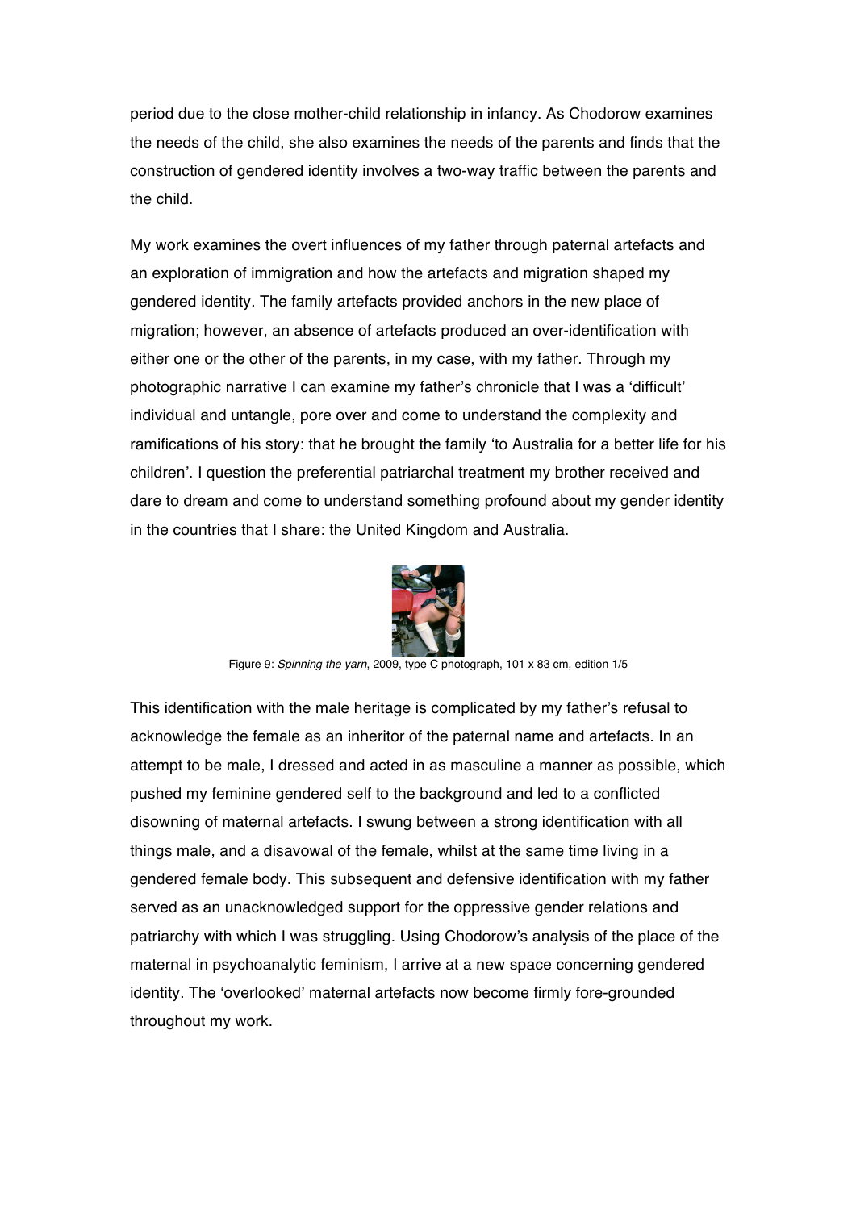period due to the close mother-child relationship in infancy. As Chodorow examines the needs of the child, she also examines the needs of the parents and finds that the construction of gendered identity involves a two-way traffic between the parents and the child.

My work examines the overt influences of my father through paternal artefacts and an exploration of immigration and how the artefacts and migration shaped my gendered identity. The family artefacts provided anchors in the new place of migration; however, an absence of artefacts produced an over-identification with either one or the other of the parents, in my case, with my father. Through my photographic narrative I can examine my father's chronicle that I was a 'difficult' individual and untangle, pore over and come to understand the complexity and ramifications of his story: that he brought the family 'to Australia for a better life for his children'. I question the preferential patriarchal treatment my brother received and dare to dream and come to understand something profound about my gender identity in the countries that I share: the United Kingdom and Australia.

Figure 9: *Spinning the yarn*, 2009, type C photograph, 101 x 83 cm, edition 1/5

This identification with the male heritage is complicated by my father's refusal to acknowledge the female as an inheritor of the paternal name and artefacts. In an attempt to be male, I dressed and acted in as masculine a manner as possible, which pushed my feminine gendered self to the background and led to a conflicted disowning of maternal artefacts. I swung between a strong identification with all things male, and a disavowal of the female, whilst at the same time living in a gendered female body. This subsequent and defensive identification with my father served as an unacknowledged support for the oppressive gender relations and patriarchy with which I was struggling. Using Chodorow's analysis of the place of the maternal in psychoanalytic feminism, I arrive at a new space concerning gendered identity. The 'overlooked' maternal artefacts now become firmly fore-grounded throughout my work.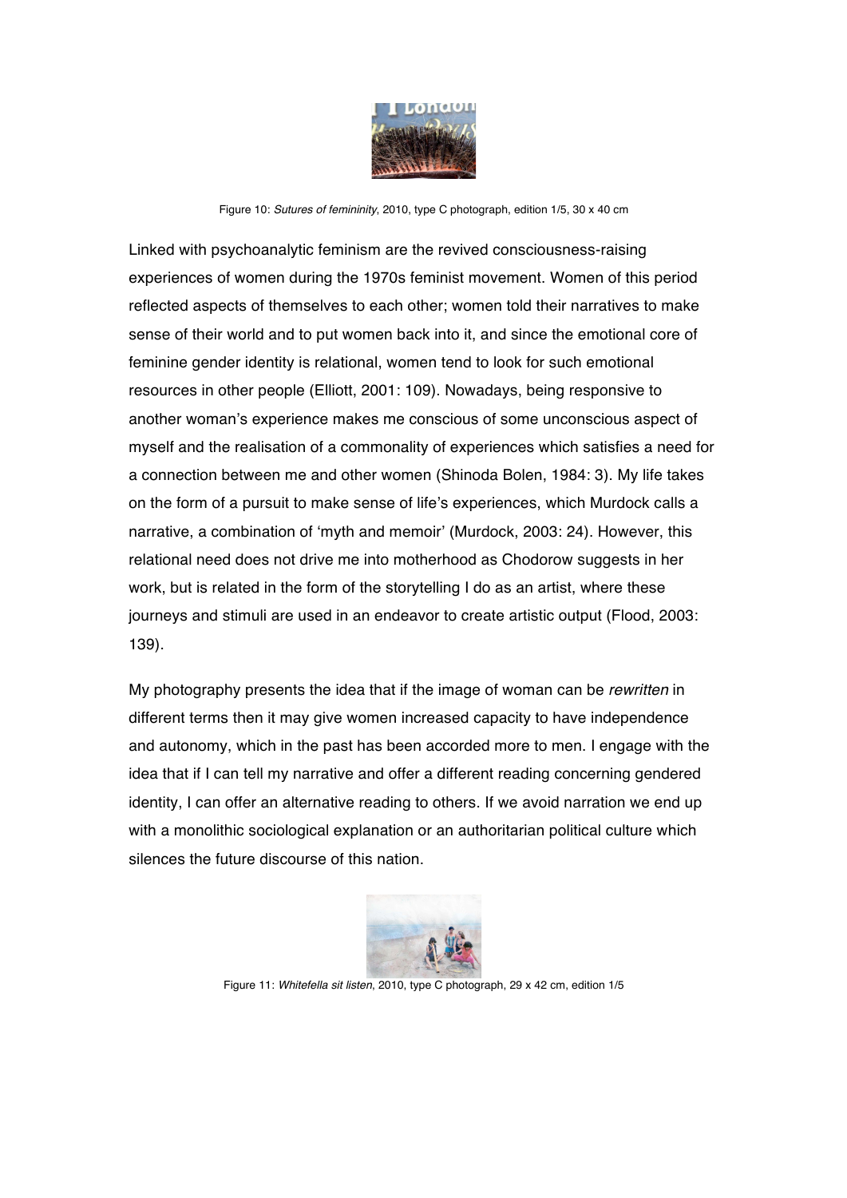Figure 10: *Sutures of femininity*, 2010, type C photograph, edition 1/5, 30 x 40 cm

Linked with psychoanalytic feminism are the revived consciousness-raising experiences of women during the 1970s feminist movement. Women of this period reflected aspects of themselves to each other; women told their narratives to make sense of their world and to put women back into it, and since the emotional core of feminine gender identity is relational, women tend to look for such emotional resources in other people (Elliott, 2001: 109). Nowadays, being responsive to another woman's experience makes me conscious of some unconscious aspect of myself and the realisation of a commonality of experiences which satisfies a need for a connection between me and other women (Shinoda Bolen, 1984: 3). My life takes on the form of a pursuit to make sense of life's experiences, which Murdock calls a narrative, a combination of 'myth and memoir' (Murdock, 2003: 24). However, this relational need does not drive me into motherhood as Chodorow suggests in her work, but is related in the form of the storytelling I do as an artist, where these journeys and stimuli are used in an endeavor to create artistic output (Flood, 2003: 139).

My photography presents the idea that if the image of woman can be *rewritten* in different terms then it may give women increased capacity to have independence and autonomy, which in the past has been accorded more to men. I engage with the idea that if I can tell my narrative and offer a different reading concerning gendered identity, I can offer an alternative reading to others. If we avoid narration we end up with a monolithic sociological explanation or an authoritarian political culture which silences the future discourse of this nation.

Figure 11: *Whitefella sit listen*, 2010, type C photograph, 29 x 42 cm, edition 1/5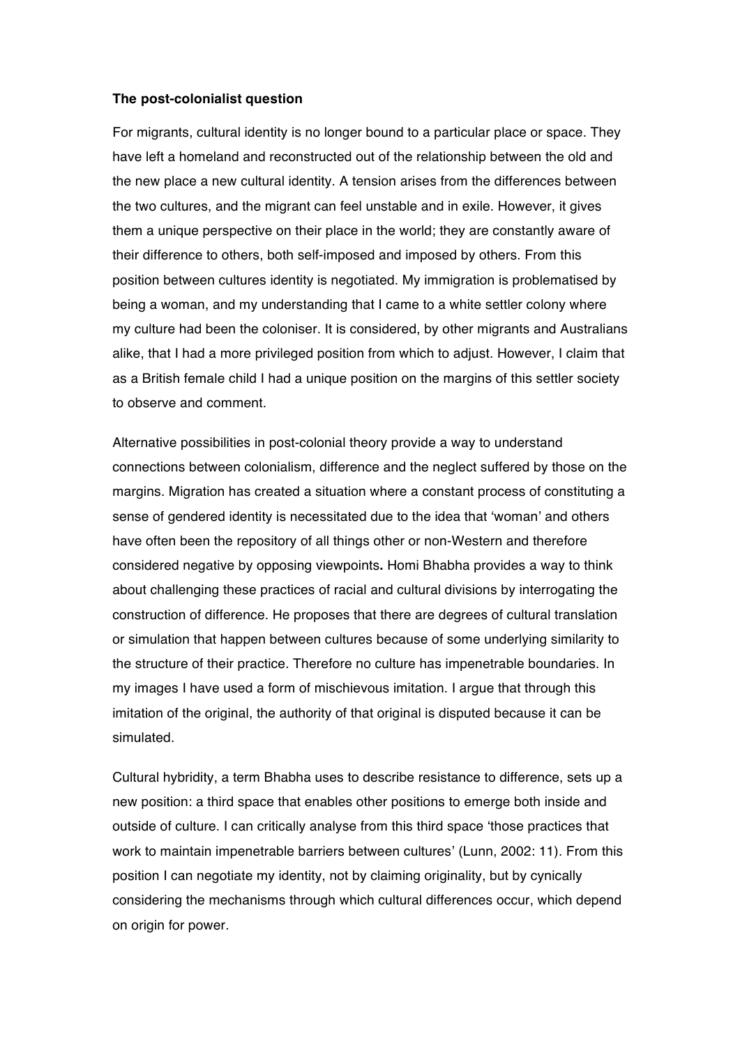**The post-colonialist question**

For migrants, cultural identity is no longer bound to a particular place or space. They have left a homeland and reconstructed out of the relationship between the old and the new place a new cultural identity. A tension arises from the differences between the two cultures, and the migrant can feel unstable and in exile. However, it gives them a unique perspective on their place in the world; they are constantly aware of their difference to others, both self-imposed and imposed by others. From this position between cultures identity is negotiated. My immigration is problematised by being a woman, and my understanding that I came to a white settler colony where my culture had been the coloniser. It is considered, by other migrants and Australians alike, that I had a more privileged position from which to adjust. However, I claim that as a British female child I had a unique position on the margins of this settler society to observe and comment.

Alternative possibilities in post-colonial theory provide a way to understand connections between colonialism, difference and the neglect suffered by those on the margins. Migration has created a situation where a constant process of constituting a sense of gendered identity is necessitated due to the idea that 'woman' and others have often been the repository of all things other or non-Western and therefore considered negative by opposing viewpoints**.** Homi Bhabha provides a way to think about challenging these practices of racial and cultural divisions by interrogating the construction of difference. He proposes that there are degrees of cultural translation or simulation that happen between cultures because of some underlying similarity to the structure of their practice. Therefore no culture has impenetrable boundaries. In my images I have used a form of mischievous imitation. I argue that through this imitation of the original, the authority of that original is disputed because it can be simulated.

Cultural hybridity, a term Bhabha uses to describe resistance to difference, sets up a new position: a third space that enables other positions to emerge both inside and outside of culture. I can critically analyse from this third space 'those practices that work to maintain impenetrable barriers between cultures' (Lunn, 2002: 11). From this position I can negotiate my identity, not by claiming originality, but by cynically considering the mechanisms through which cultural differences occur, which depend on origin for power.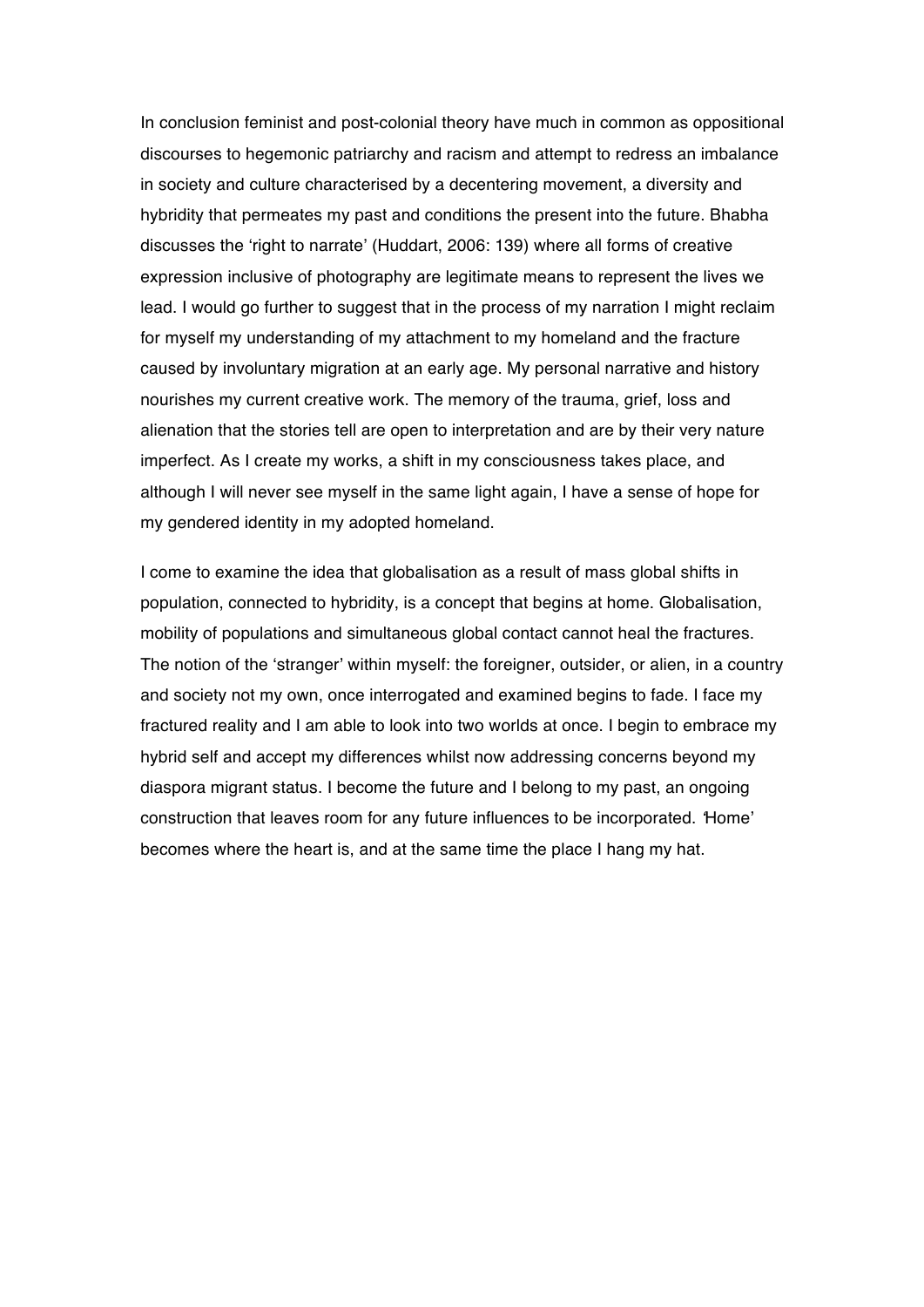In conclusion feminist and post-colonial theory have much in common as oppositional discourses to hegemonic patriarchy and racism and attempt to redress an imbalance in society and culture characterised by a decentering movement, a diversity and hybridity that permeates my past and conditions the present into the future. Bhabha discusses the 'right to narrate' (Huddart, 2006: 139) where all forms of creative expression inclusive of photography are legitimate means to represent the lives we lead. I would go further to suggest that in the process of my narration I might reclaim for myself my understanding of my attachment to my homeland and the fracture caused by involuntary migration at an early age. My personal narrative and history nourishes my current creative work. The memory of the trauma, grief, loss and alienation that the stories tell are open to interpretation and are by their very nature imperfect. As I create my works, a shift in my consciousness takes place, and although I will never see myself in the same light again, I have a sense of hope for my gendered identity in my adopted homeland.

I come to examine the idea that globalisation as a result of mass global shifts in population, connected to hybridity, is a concept that begins at home. Globalisation, mobility of populations and simultaneous global contact cannot heal the fractures. The notion of the 'stranger' within myself: the foreigner, outsider, or alien, in a country and society not my own, once interrogated and examined begins to fade. I face my fractured reality and I am able to look into two worlds at once. I begin to embrace my hybrid self and accept my differences whilst now addressing concerns beyond my diaspora migrant status. I become the future and I belong to my past, an ongoing construction that leaves room for any future influences to be incorporated. 'Home' becomes where the heart is, and at the same time the place I hang my hat.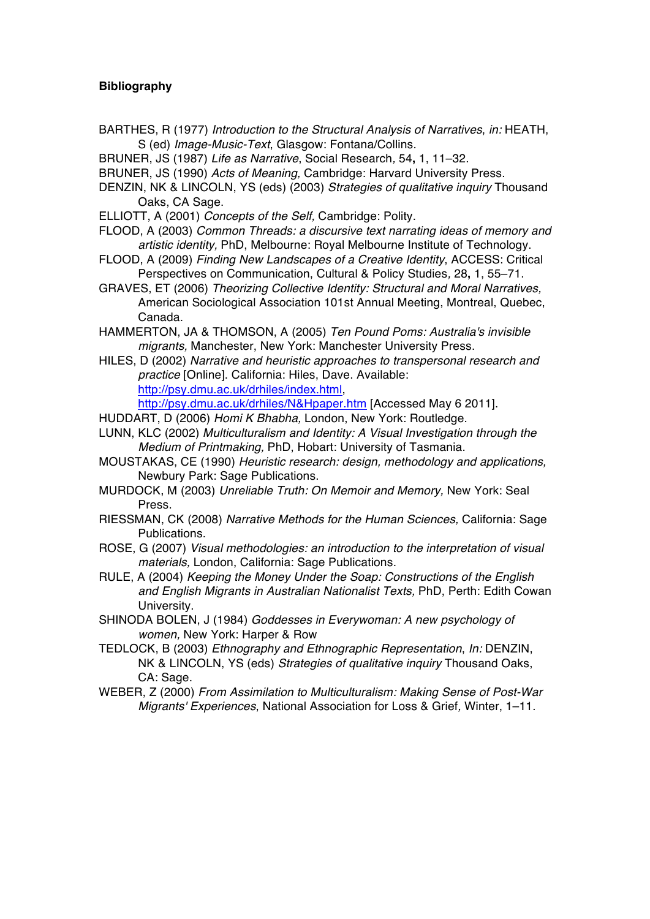**Bibliography**

BARTHES, R (1977) *Introduction to the Structural Analysis of Narratives*, *in:* HEATH, S (ed) *Image-Music-Text*, Glasgow: Fontana/Collins.

BRUNER, JS (1987) *Life as Narrative*, Social Research*,* 54**,** 1, 11–32.

BRUNER, JS (1990) *Acts of Meaning,* Cambridge: Harvard University Press.

DENZIN, NK & LINCOLN, YS (eds) (2003) *Strategies of qualitative inquiry* Thousand Oaks, CA Sage.

ELLIOTT, A (2001) *Concepts of the Self,* Cambridge: Polity.

FLOOD, A (2003) *Common Threads: a discursive text narrating ideas of memory and artistic identity,* PhD, Melbourne: Royal Melbourne Institute of Technology.

FLOOD, A (2009) *Finding New Landscapes of a Creative Identity*, ACCESS: Critical Perspectives on Communication, Cultural & Policy Studies*,* 28**,** 1, 55–71.

GRAVES, ET (2006) *Theorizing Collective Identity: Structural and Moral Narratives,* American Sociological Association 101st Annual Meeting, Montreal, Quebec, Canada.

HAMMERTON, JA & THOMSON, A (2005) *Ten Pound Poms: Australia's invisible migrants,* Manchester, New York: Manchester University Press.

HILES, D (2002) *Narrative and heuristic approaches to transpersonal research and practice* [Online]. California: Hiles, Dave. Available: http://psy.dmu.ac.uk/drhiles/index.html, http://psy.dmu.ac.uk/drhiles/N&Hpaper.htm [Accessed May 6 2011].

HUDDART, D (2006) *Homi K Bhabha,* London, New York: Routledge.

LUNN, KLC (2002) *Multiculturalism and Identity: A Visual Investigation through the Medium of Printmaking,* PhD, Hobart: University of Tasmania.

MOUSTAKAS, CE (1990) *Heuristic research: design, methodology and applications,* Newbury Park: Sage Publications.

MURDOCK, M (2003) *Unreliable Truth: On Memoir and Memory,* New York: Seal Press.

RIESSMAN, CK (2008) *Narrative Methods for the Human Sciences,* California: Sage Publications.

ROSE, G (2007) *Visual methodologies: an introduction to the interpretation of visual materials,* London, California: Sage Publications.

RULE, A (2004) *Keeping the Money Under the Soap: Constructions of the English and English Migrants in Australian Nationalist Texts,* PhD, Perth: Edith Cowan University.

SHINODA BOLEN, J (1984) *Goddesses in Everywoman: A new psychology of women,* New York: Harper & Row

TEDLOCK, B (2003) *Ethnography and Ethnographic Representation*, *In:* DENZIN, NK & LINCOLN, YS (eds) *Strategies of qualitative inquiry* Thousand Oaks, CA: Sage.

WEBER, Z (2000) *From Assimilation to Multiculturalism: Making Sense of Post-War Migrants' Experiences*, National Association for Loss & Grief*,* Winter, 1–11.